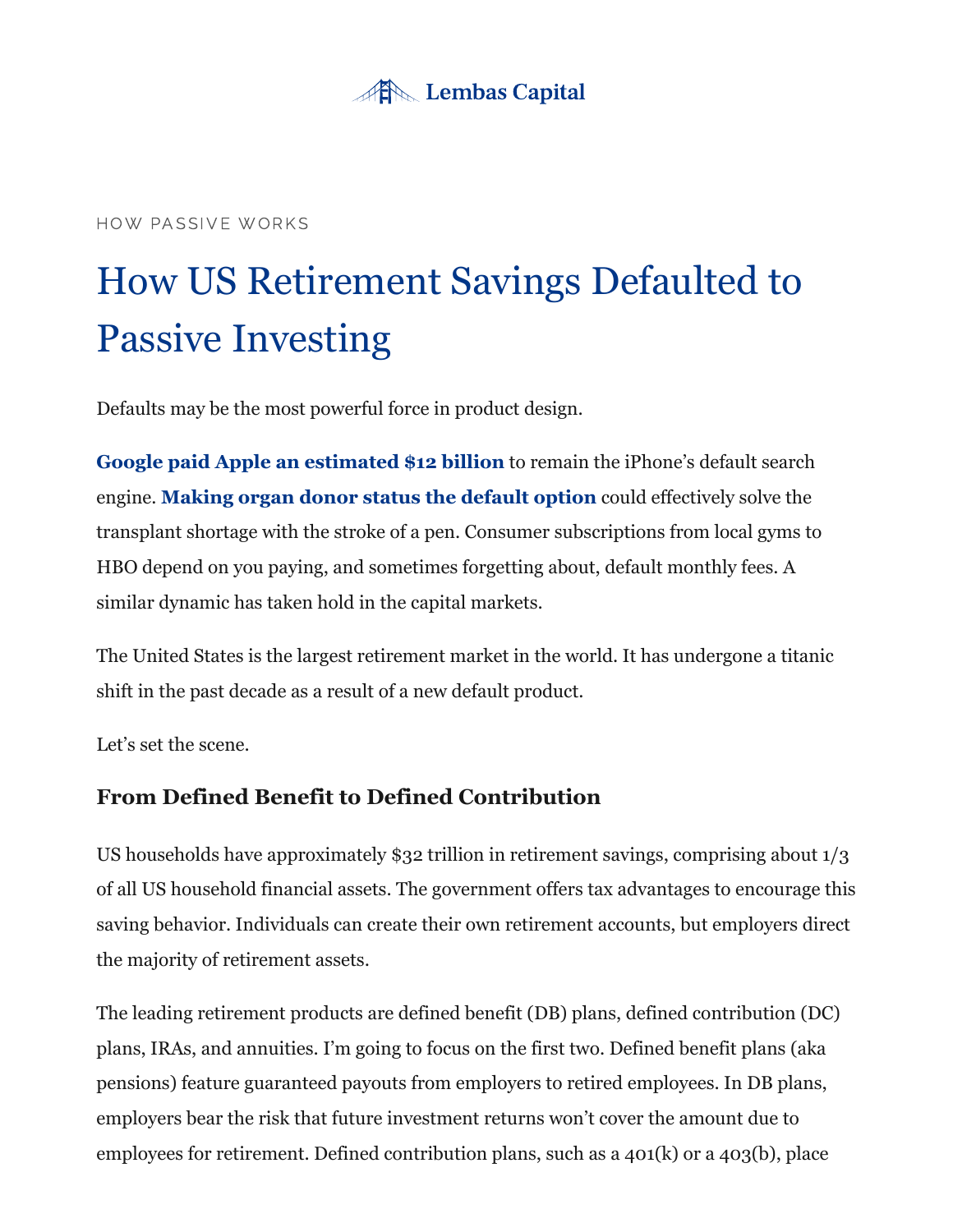Lembas Capital

HOW PASSIVE WORKS

# How US Retirement Savings Defaulted to Passive Investing

Defaults may be the most powerful force in product design.

**Google paid Apple an estimated $12 billion** to remain the iPhone's default search engine. **Making organ donor status the default option** could effectively solve the transplant shortage with the stroke of a pen. Consumer subscriptions from local gyms to HBO depend on you paying, and sometimes forgetting about, default monthly fees. A similar dynamic has taken hold in the capital markets.

The United States is the largest retirement market in the world. It has undergone a titanic shift in the past decade as a result of a new default product.

Let's set the scene.

### From Defined Benefit to Defined Contribution

US households have approximately $32 trillion in retirement savings, comprising about 1/3 of all US household financial assets. The government offers tax advantages to encourage this saving behavior. Individuals can create their own retirement accounts, but employers direct the majority of retirement assets.

The leading retirement products are defined benefit (DB) plans, defined contribution (DC) plans, IRAs, and annuities. I'm going to focus on the first two. Defined benefit plans (aka pensions) feature guaranteed payouts from employers to retired employees. In DB plans, employers bear the risk that future investment returns won't cover the amount due to employees for retirement. Defined contribution plans, such as a 401(k) or a 403(b), place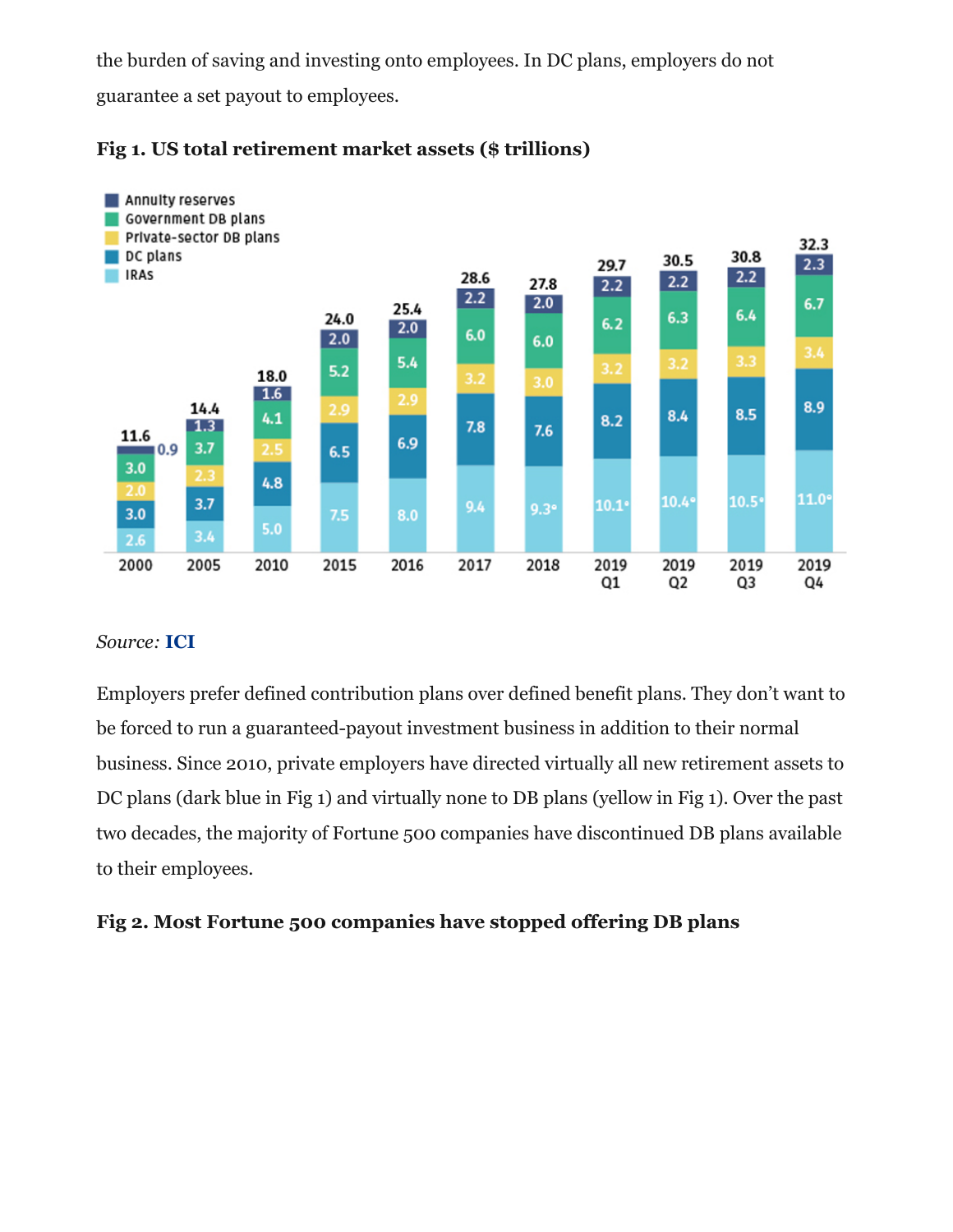the burden of saving and investing onto employees. In DC plans, employers do not guarantee a set payout to employees.

**Fig 1. US total retirement market assets ($ trillions)**

| | 2000 | 2005 | 2010 | 2015 | 2016 | 2017 | 2018 | 2019 Q1 | 2019 Q2 | 2019 Q3 | 2019 Q4 |
|---|---|---|---|---|---|---|---|---|---|---|---|
| Annuity reserves | 0.9 | 1.3 | 1.6 | 2.0 | 2.0 | 2.2 | 2.0 | 2.2 | 2.2 | 2.2 | 2.3 |
| Government DB plans | 3.0 | 3.7 | 4.1 | 5.2 | 5.4 | 6.0 | 6.0 | 6.2 | 6.3 | 6.4 | 6.7 |
| Private-sector DB plans | 2.0 | 2.3 | 2.5 | 2.9 | 2.9 | 3.2 | 3.0 | 3.2 | 3.2 | 3.3 | 3.4 |
| DC plans | 3.0 | 3.7 | 4.8 | 6.5 | 6.9 | 7.8 | 7.6 | 8.2 | 8.4 | 8.5 | 8.9 |
| IRAs | 2.6 | 3.4 | 5.0 | 7.5 | 8.0 | 9.4 | 9.3e | 10.1e | 10.4e | 10.5e | 11.0e |
| Total | 11.6 | 14.4 | 18.0 | 24.0 | 25.4 | 28.6 | 27.8 | 29.7 | 30.5 | 30.8 | 32.3 |

*Source:* **ICI**

Employers prefer defined contribution plans over defined benefit plans. They don't want to be forced to run a guaranteed-payout investment business in addition to their normal business. Since 2010, private employers have directed virtually all new retirement assets to DC plans (dark blue in Fig 1) and virtually none to DB plans (yellow in Fig 1). Over the past two decades, the majority of Fortune 500 companies have discontinued DB plans available to their employees.

**Fig 2. Most Fortune 500 companies have stopped offering DB plans**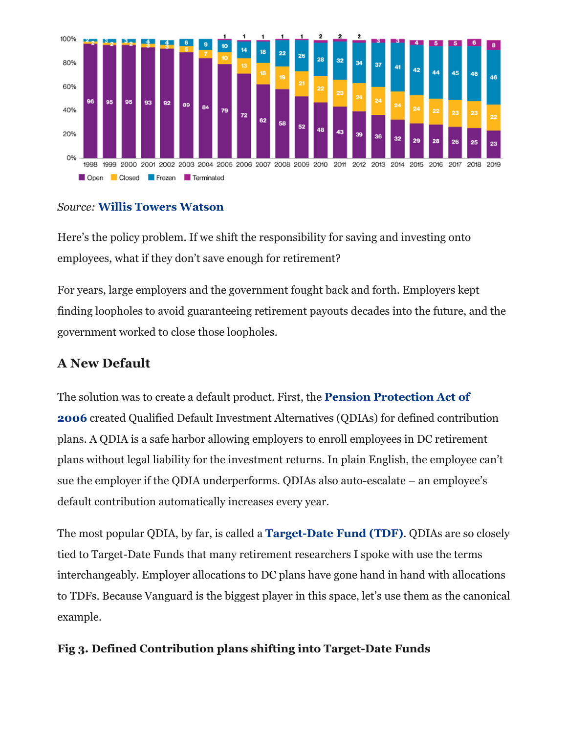*Source:* **Willis Towers Watson**

Here's the policy problem. If we shift the responsibility for saving and investing onto employees, what if they don't save enough for retirement?

For years, large employers and the government fought back and forth. Employers kept finding loopholes to avoid guaranteeing retirement payouts decades into the future, and the government worked to close those loopholes.

## A New Default

The solution was to create a default product. First, the **Pension Protection Act of 2006** created Qualified Default Investment Alternatives (QDIAs) for defined contribution plans. A QDIA is a safe harbor allowing employers to enroll employees in DC retirement plans without legal liability for the investment returns. In plain English, the employee can't sue the employer if the QDIA underperforms. QDIAs also auto-escalate – an employee's default contribution automatically increases every year.

The most popular QDIA, by far, is called a **Target-Date Fund (TDF)**. QDIAs are so closely tied to Target-Date Funds that many retirement researchers I spoke with use the terms interchangeably. Employer allocations to DC plans have gone hand in hand with allocations to TDFs. Because Vanguard is the biggest player in this space, let's use them as the canonical example.

**Fig 3. Defined Contribution plans shifting into Target-Date Funds**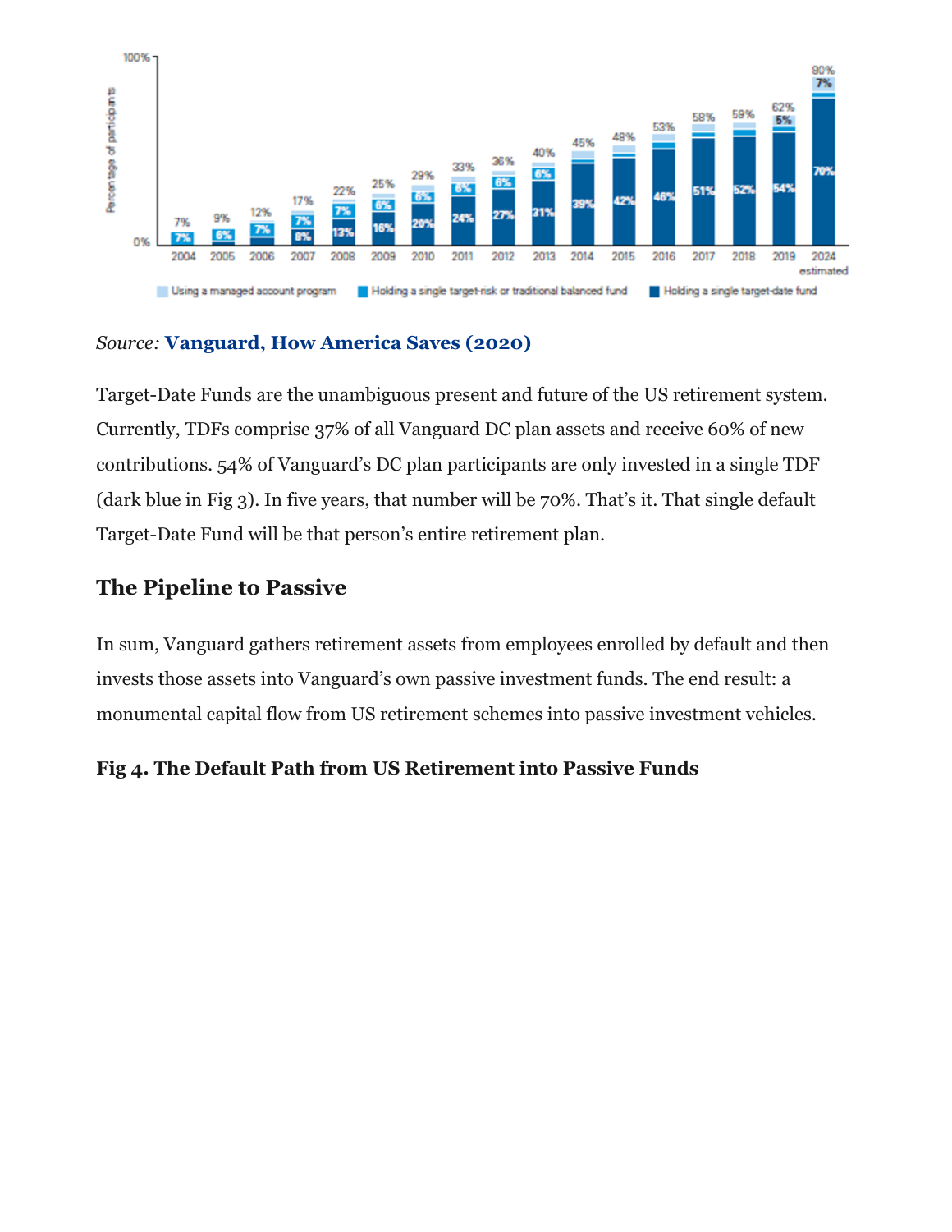*Source:* **Vanguard, How America Saves (2020)**

Target-Date Funds are the unambiguous present and future of the US retirement system. Currently, TDFs comprise 37% of all Vanguard DC plan assets and receive 60% of new contributions. 54% of Vanguard's DC plan participants are only invested in a single TDF (dark blue in Fig 3). In five years, that number will be 70%. That's it. That single default Target-Date Fund will be that person's entire retirement plan.

## The Pipeline to Passive

In sum, Vanguard gathers retirement assets from employees enrolled by default and then invests those assets into Vanguard's own passive investment funds. The end result: a monumental capital flow from US retirement schemes into passive investment vehicles.

**Fig 4. The Default Path from US Retirement into Passive Funds**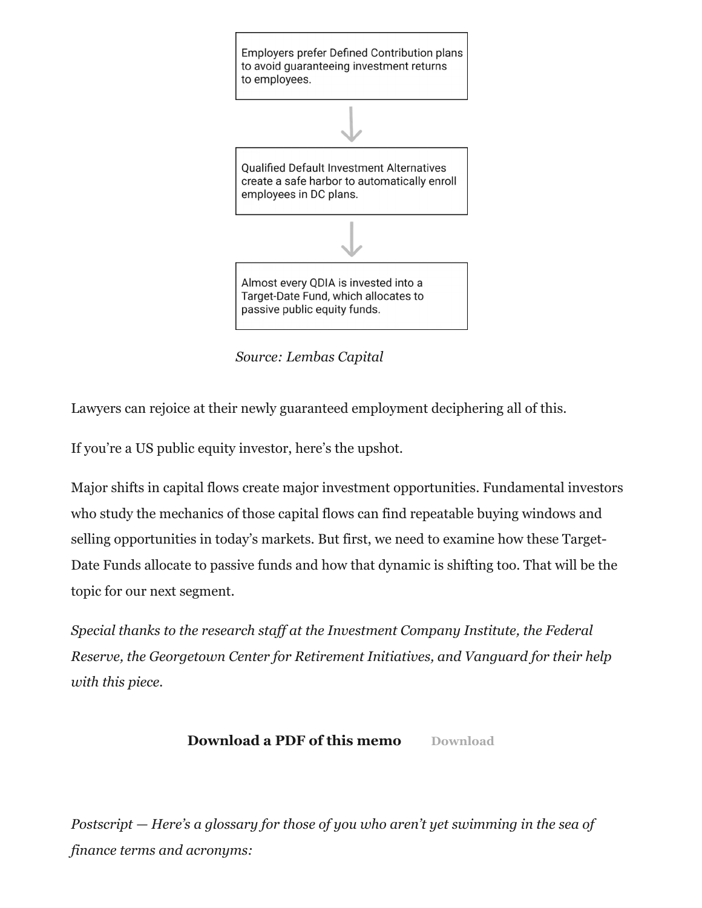Employers prefer Defined Contribution plans to avoid guaranteeing investment returns to employees.

↓

Qualified Default Investment Alternatives create a safe harbor to automatically enroll employees in DC plans.

↓

Almost every QDIA is invested into a Target-Date Fund, which allocates to passive public equity funds.

*Source: Lembas Capital*

Lawyers can rejoice at their newly guaranteed employment deciphering all of this.

If you're a US public equity investor, here's the upshot.

Major shifts in capital flows create major investment opportunities. Fundamental investors who study the mechanics of those capital flows can find repeatable buying windows and selling opportunities in today's markets. But first, we need to examine how these Target-Date Funds allocate to passive funds and how that dynamic is shifting too. That will be the topic for our next segment.

*Special thanks to the research staff at the Investment Company Institute, the Federal Reserve, the Georgetown Center for Retirement Initiatives, and Vanguard for their help with this piece.*

**Download a PDF of this memo** Download

*Postscript — Here's a glossary for those of you who aren't yet swimming in the sea of finance terms and acronyms:*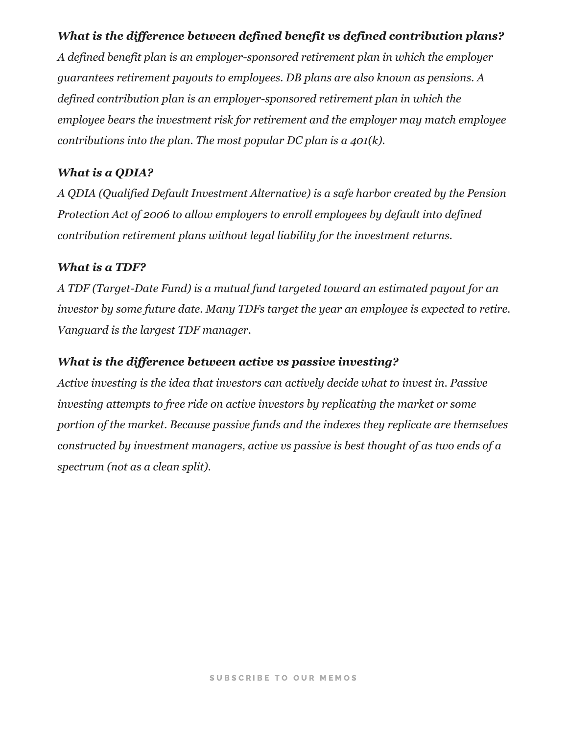***What is the difference between defined benefit vs defined contribution plans?***

*A defined benefit plan is an employer-sponsored retirement plan in which the employer guarantees retirement payouts to employees. DB plans are also known as pensions. A defined contribution plan is an employer-sponsored retirement plan in which the employee bears the investment risk for retirement and the employer may match employee contributions into the plan. The most popular DC plan is a 401(k).*

***What is a QDIA?***

*A QDIA (Qualified Default Investment Alternative) is a safe harbor created by the Pension Protection Act of 2006 to allow employers to enroll employees by default into defined contribution retirement plans without legal liability for the investment returns.*

***What is a TDF?***

*A TDF (Target-Date Fund) is a mutual fund targeted toward an estimated payout for an investor by some future date. Many TDFs target the year an employee is expected to retire. Vanguard is the largest TDF manager.*

***What is the difference between active vs passive investing?***

*Active investing is the idea that investors can actively decide what to invest in. Passive investing attempts to free ride on active investors by replicating the market or some portion of the market. Because passive funds and the indexes they replicate are themselves constructed by investment managers, active vs passive is best thought of as two ends of a spectrum (not as a clean split).*

SUBSCRIBE TO OUR MEMOS